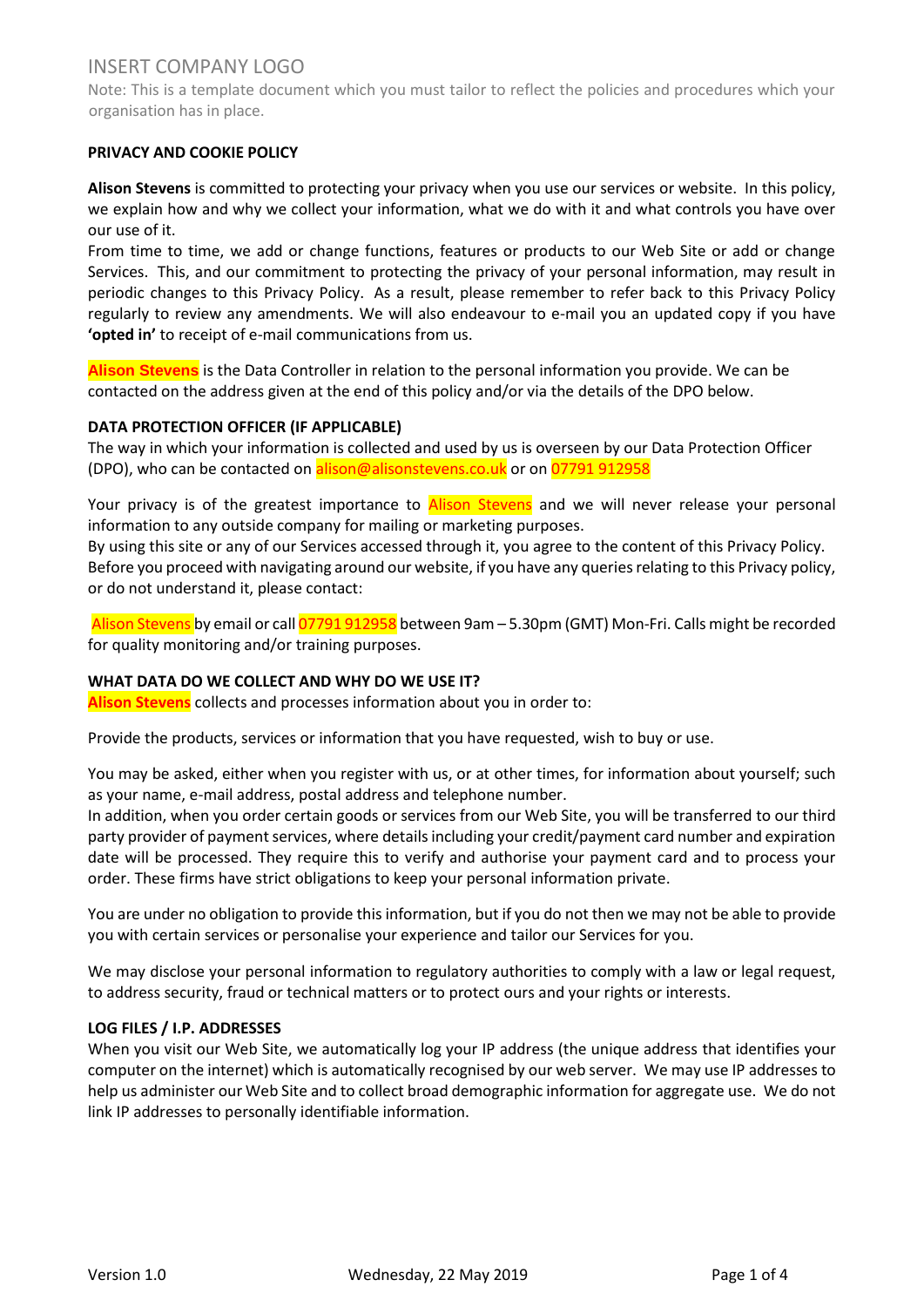INSERT COMPANY LOGO

Note: This is a template document which you must tailor to reflect the policies and procedures which your organisation has in place.

**PRIVACY AND COOKIE POLICY**

**Alison Stevens** is committed to protecting your privacy when you use our services or website. In this policy, we explain how and why we collect your information, what we do with it and what controls you have over our use of it.

From time to time, we add or change functions, features or products to our Web Site or add or change Services. This, and our commitment to protecting the privacy of your personal information, may result in periodic changes to this Privacy Policy. As a result, please remember to refer back to this Privacy Policy regularly to review any amendments. We will also endeavour to e-mail you an updated copy if you have **'opted in'** to receipt of e-mail communications from us.

**Alison Stevens** is the Data Controller in relation to the personal information you provide. We can be contacted on the address given at the end of this policy and/or via the details of the DPO below.

**DATA PROTECTION OFFICER (IF APPLICABLE)**

The way in which your information is collected and used by us is overseen by our Data Protection Officer (DPO), who can be contacted on alison@alisonstevens.co.uk or on 07791 912958

Your privacy is of the greatest importance to Alison Stevens and we will never release your personal information to any outside company for mailing or marketing purposes.

By using this site or any of our Services accessed through it, you agree to the content of this Privacy Policy. Before you proceed with navigating around our website, if you have any queries relating to this Privacy policy, or do not understand it, please contact:

Alison Stevens by email or call 07791 912958 between 9am – 5.30pm (GMT) Mon-Fri. Calls might be recorded for quality monitoring and/or training purposes.

**WHAT DATA DO WE COLLECT AND WHY DO WE USE IT?**

**Alison Stevens** collects and processes information about you in order to:

Provide the products, services or information that you have requested, wish to buy or use.

You may be asked, either when you register with us, or at other times, for information about yourself; such as your name, e-mail address, postal address and telephone number.

In addition, when you order certain goods or services from our Web Site, you will be transferred to our third party provider of payment services, where details including your credit/payment card number and expiration date will be processed. They require this to verify and authorise your payment card and to process your order. These firms have strict obligations to keep your personal information private.

You are under no obligation to provide this information, but if you do not then we may not be able to provide you with certain services or personalise your experience and tailor our Services for you.

We may disclose your personal information to regulatory authorities to comply with a law or legal request, to address security, fraud or technical matters or to protect ours and your rights or interests.

**LOG FILES / I.P. ADDRESSES**

When you visit our Web Site, we automatically log your IP address (the unique address that identifies your computer on the internet) which is automatically recognised by our web server. We may use IP addresses to help us administer our Web Site and to collect broad demographic information for aggregate use. We do not link IP addresses to personally identifiable information.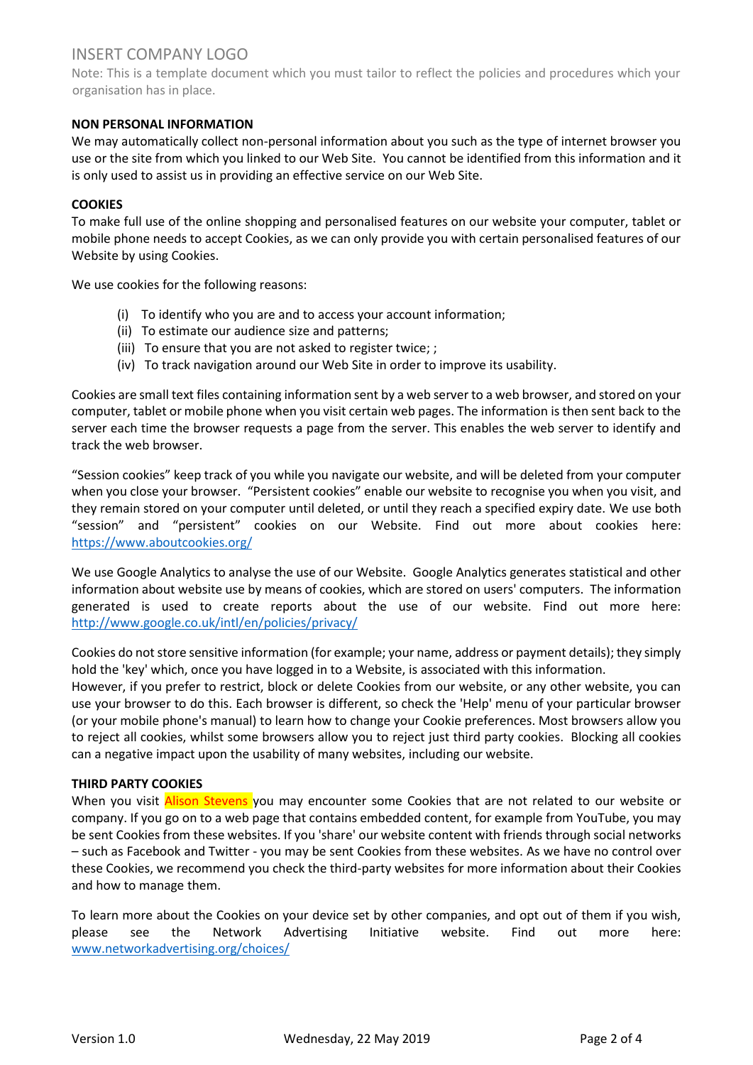INSERT COMPANY LOGO

Note: This is a template document which you must tailor to reflect the policies and procedures which your organisation has in place.

**NON PERSONAL INFORMATION**

We may automatically collect non-personal information about you such as the type of internet browser you use or the site from which you linked to our Web Site. You cannot be identified from this information and it is only used to assist us in providing an effective service on our Web Site.

**COOKIES**

To make full use of the online shopping and personalised features on our website your computer, tablet or mobile phone needs to accept Cookies, as we can only provide you with certain personalised features of our Website by using Cookies.

We use cookies for the following reasons:

(i) To identify who you are and to access your account information;
(ii) To estimate our audience size and patterns;
(iii) To ensure that you are not asked to register twice; ;
(iv) To track navigation around our Web Site in order to improve its usability.

Cookies are small text files containing information sent by a web server to a web browser, and stored on your computer, tablet or mobile phone when you visit certain web pages. The information is then sent back to the server each time the browser requests a page from the server. This enables the web server to identify and track the web browser.

"Session cookies" keep track of you while you navigate our website, and will be deleted from your computer when you close your browser. "Persistent cookies" enable our website to recognise you when you visit, and they remain stored on your computer until deleted, or until they reach a specified expiry date. We use both "session" and "persistent" cookies on our Website. Find out more about cookies here: https://www.aboutcookies.org/

We use Google Analytics to analyse the use of our Website. Google Analytics generates statistical and other information about website use by means of cookies, which are stored on users' computers. The information generated is used to create reports about the use of our website. Find out more here: http://www.google.co.uk/intl/en/policies/privacy/

Cookies do not store sensitive information (for example; your name, address or payment details); they simply hold the 'key' which, once you have logged in to a Website, is associated with this information.
However, if you prefer to restrict, block or delete Cookies from our website, or any other website, you can use your browser to do this. Each browser is different, so check the 'Help' menu of your particular browser (or your mobile phone's manual) to learn how to change your Cookie preferences. Most browsers allow you to reject all cookies, whilst some browsers allow you to reject just third party cookies. Blocking all cookies can a negative impact upon the usability of many websites, including our website.

**THIRD PARTY COOKIES**

When you visit Alison Stevens you may encounter some Cookies that are not related to our website or company. If you go on to a web page that contains embedded content, for example from YouTube, you may be sent Cookies from these websites. If you 'share' our website content with friends through social networks – such as Facebook and Twitter - you may be sent Cookies from these websites. As we have no control over these Cookies, we recommend you check the third-party websites for more information about their Cookies and how to manage them.

To learn more about the Cookies on your device set by other companies, and opt out of them if you wish, please see the Network Advertising Initiative website. Find out more here: www.networkadvertising.org/choices/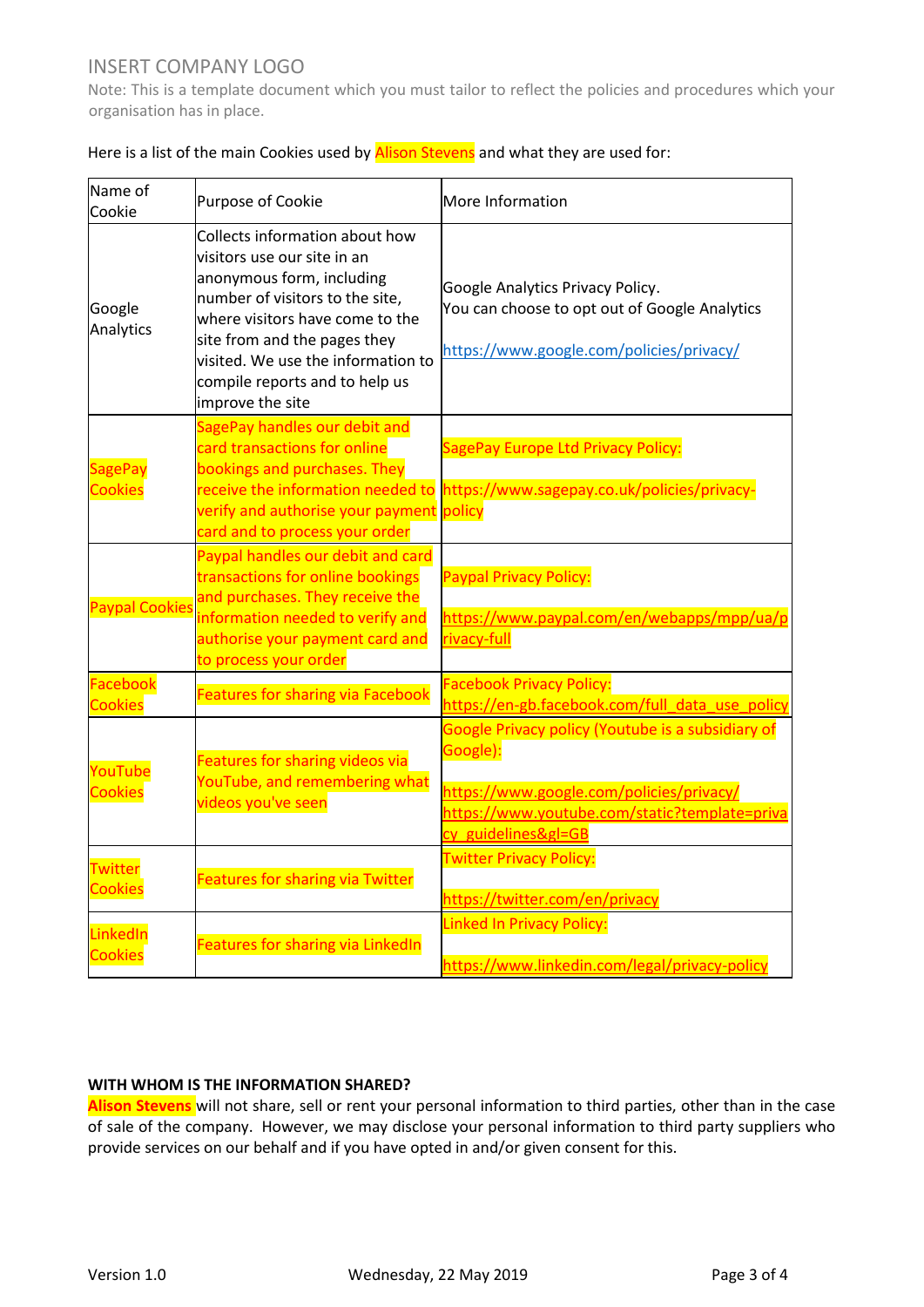INSERT COMPANY LOGO

Note: This is a template document which you must tailor to reflect the policies and procedures which your organisation has in place.

Here is a list of the main Cookies used by Alison Stevens and what they are used for:

| Name of Cookie | Purpose of Cookie | More Information |
|---|---|---|
| Google Analytics | Collects information about how visitors use our site in an anonymous form, including number of visitors to the site, where visitors have come to the site from and the pages they visited. We use the information to compile reports and to help us improve the site | Google Analytics Privacy Policy. You can choose to opt out of Google Analytics https://www.google.com/policies/privacy/ |
| SagePay Cookies | SagePay handles our debit and card transactions for online bookings and purchases. They receive the information needed to verify and authorise your payment card and to process your order | SagePay Europe Ltd Privacy Policy: https://www.sagepay.co.uk/policies/privacy-policy |
| Paypal Cookies | Paypal handles our debit and card transactions for online bookings and purchases. They receive the information needed to verify and authorise your payment card and to process your order | Paypal Privacy Policy: https://www.paypal.com/en/webapps/mpp/ua/privacy-full |
| Facebook Cookies | Features for sharing via Facebook | Facebook Privacy Policy: https://en-gb.facebook.com/full_data_use_policy |
| YouTube Cookies | Features for sharing videos via YouTube, and remembering what videos you've seen | Google Privacy policy (Youtube is a subsidiary of Google): https://www.google.com/policies/privacy/ https://www.youtube.com/static?template=privacy_guidelines&gl=GB |
| Twitter Cookies | Features for sharing via Twitter | Twitter Privacy Policy: https://twitter.com/en/privacy |
| LinkedIn Cookies | Features for sharing via LinkedIn | Linked In Privacy Policy: https://www.linkedin.com/legal/privacy-policy |

**WITH WHOM IS THE INFORMATION SHARED?**

**Alison Stevens** will not share, sell or rent your personal information to third parties, other than in the case of sale of the company. However, we may disclose your personal information to third party suppliers who provide services on our behalf and if you have opted in and/or given consent for this.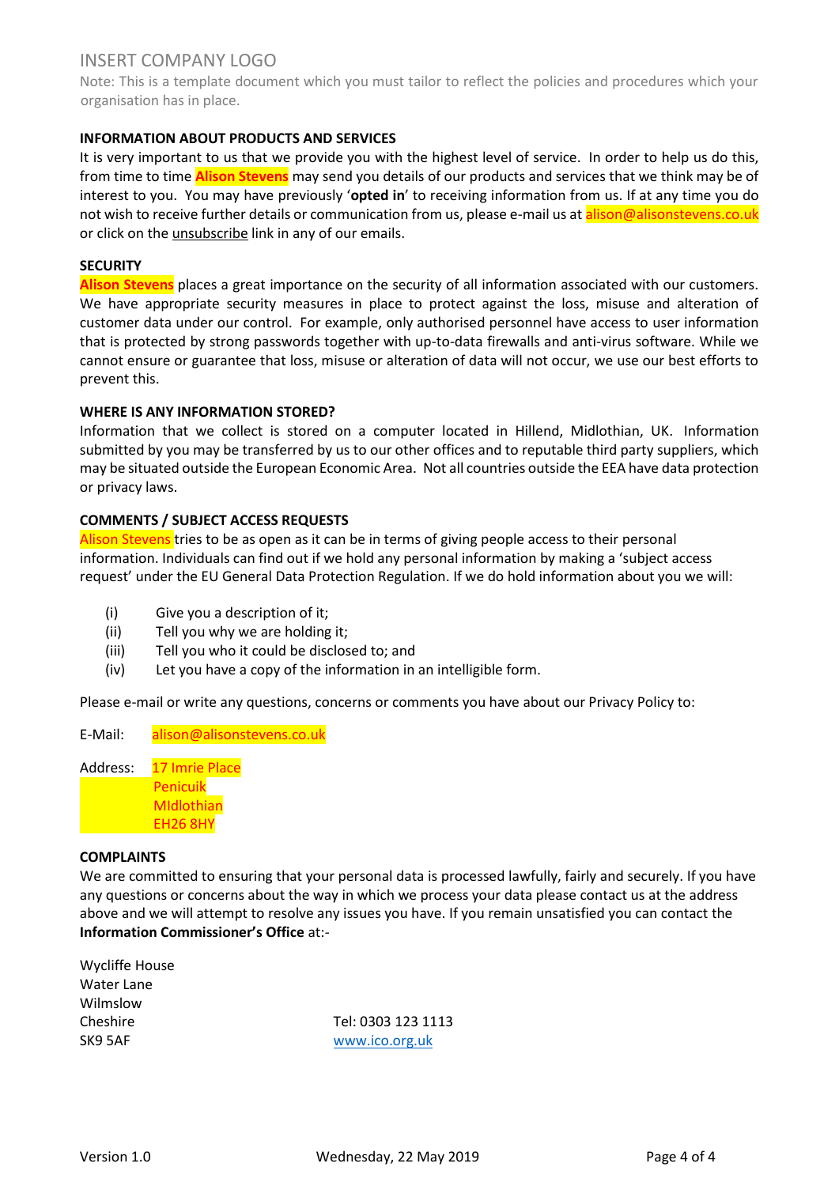INSERT COMPANY LOGO

Note: This is a template document which you must tailor to reflect the policies and procedures which your organisation has in place.

**INFORMATION ABOUT PRODUCTS AND SERVICES**

It is very important to us that we provide you with the highest level of service. In order to help us do this, from time to time **Alison Stevens** may send you details of our products and services that we think may be of interest to you. You may have previously '**opted in**' to receiving information from us. If at any time you do not wish to receive further details or communication from us, please e-mail us at alison@alisonstevens.co.uk or click on the unsubscribe link in any of our emails.

**SECURITY**

**Alison Stevens** places a great importance on the security of all information associated with our customers. We have appropriate security measures in place to protect against the loss, misuse and alteration of customer data under our control. For example, only authorised personnel have access to user information that is protected by strong passwords together with up-to-data firewalls and anti-virus software. While we cannot ensure or guarantee that loss, misuse or alteration of data will not occur, we use our best efforts to prevent this.

**WHERE IS ANY INFORMATION STORED?**

Information that we collect is stored on a computer located in Hillend, Midlothian, UK. Information submitted by you may be transferred by us to our other offices and to reputable third party suppliers, which may be situated outside the European Economic Area. Not all countries outside the EEA have data protection or privacy laws.

**COMMENTS / SUBJECT ACCESS REQUESTS**

Alison Stevens tries to be as open as it can be in terms of giving people access to their personal information. Individuals can find out if we hold any personal information by making a 'subject access request' under the EU General Data Protection Regulation. If we do hold information about you we will:

(i) Give you a description of it;
(ii) Tell you why we are holding it;
(iii) Tell you who it could be disclosed to; and
(iv) Let you have a copy of the information in an intelligible form.

Please e-mail or write any questions, concerns or comments you have about our Privacy Policy to:

E-Mail: alison@alisonstevens.co.uk

Address: 17 Imrie Place
Penicuik
MIdlothian
EH26 8HY

**COMPLAINTS**

We are committed to ensuring that your personal data is processed lawfully, fairly and securely. If you have any questions or concerns about the way in which we process your data please contact us at the address above and we will attempt to resolve any issues you have. If you remain unsatisfied you can contact the **Information Commissioner's Office** at:-

Wycliffe House
Water Lane
Wilmslow
Cheshire
SK9 5AF

Tel: 0303 123 1113
www.ico.org.uk

Version 1.0 Wednesday, 22 May 2019